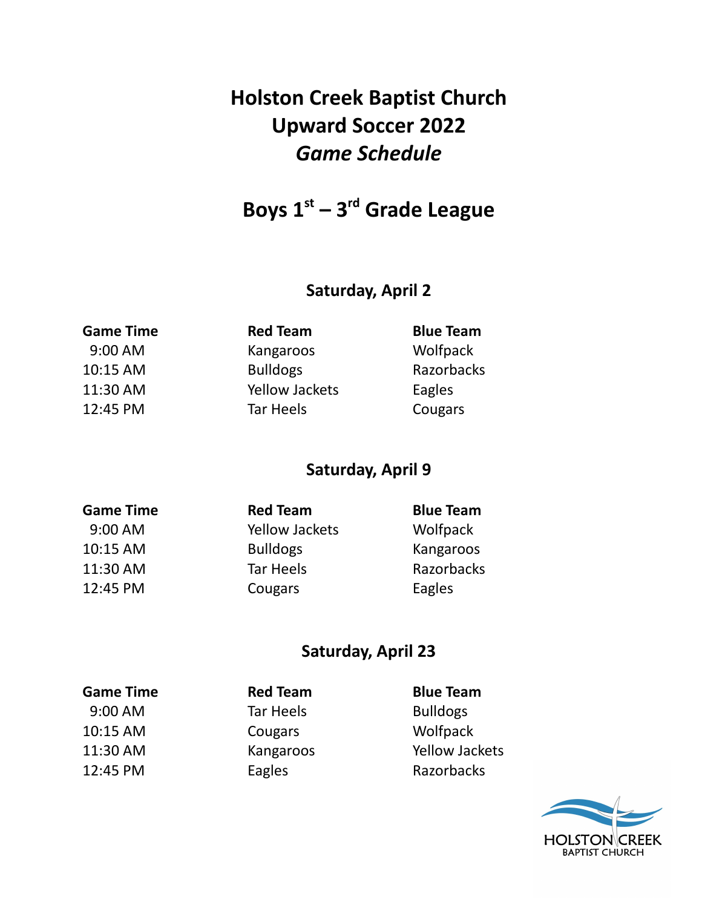# Holston Creek Baptist Church
# Upward Soccer 2022
# *Game Schedule*

## Boys 1st – 3rd Grade League

### Saturday, April 2

| Game Time | Red Team | Blue Team |
| --- | --- | --- |
| 9:00 AM | Kangaroos | Wolfpack |
| 10:15 AM | Bulldogs | Razorbacks |
| 11:30 AM | Yellow Jackets | Eagles |
| 12:45 PM | Tar Heels | Cougars |

### Saturday, April 9

| Game Time | Red Team | Blue Team |
| --- | --- | --- |
| 9:00 AM | Yellow Jackets | Wolfpack |
| 10:15 AM | Bulldogs | Kangaroos |
| 11:30 AM | Tar Heels | Razorbacks |
| 12:45 PM | Cougars | Eagles |

### Saturday, April 23

| Game Time | Red Team | Blue Team |
| --- | --- | --- |
| 9:00 AM | Tar Heels | Bulldogs |
| 10:15 AM | Cougars | Wolfpack |
| 11:30 AM | Kangaroos | Yellow Jackets |
| 12:45 PM | Eagles | Razorbacks |

HOLSTON CREEK
BAPTIST CHURCH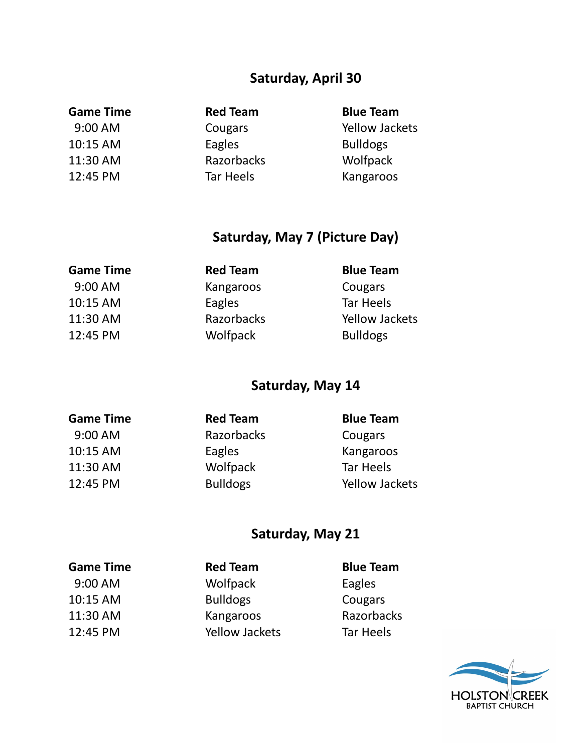## Saturday, April 30

| Game Time | Red Team | Blue Team |
| --- | --- | --- |
| 9:00 AM | Cougars | Yellow Jackets |
| 10:15 AM | Eagles | Bulldogs |
| 11:30 AM | Razorbacks | Wolfpack |
| 12:45 PM | Tar Heels | Kangaroos |

## Saturday, May 7 (Picture Day)

| Game Time | Red Team | Blue Team |
| --- | --- | --- |
| 9:00 AM | Kangaroos | Cougars |
| 10:15 AM | Eagles | Tar Heels |
| 11:30 AM | Razorbacks | Yellow Jackets |
| 12:45 PM | Wolfpack | Bulldogs |

## Saturday, May 14

| Game Time | Red Team | Blue Team |
| --- | --- | --- |
| 9:00 AM | Razorbacks | Cougars |
| 10:15 AM | Eagles | Kangaroos |
| 11:30 AM | Wolfpack | Tar Heels |
| 12:45 PM | Bulldogs | Yellow Jackets |

## Saturday, May 21

| Game Time | Red Team | Blue Team |
| --- | --- | --- |
| 9:00 AM | Wolfpack | Eagles |
| 10:15 AM | Bulldogs | Cougars |
| 11:30 AM | Kangaroos | Razorbacks |
| 12:45 PM | Yellow Jackets | Tar Heels |

HOLSTON CREEK
BAPTIST CHURCH